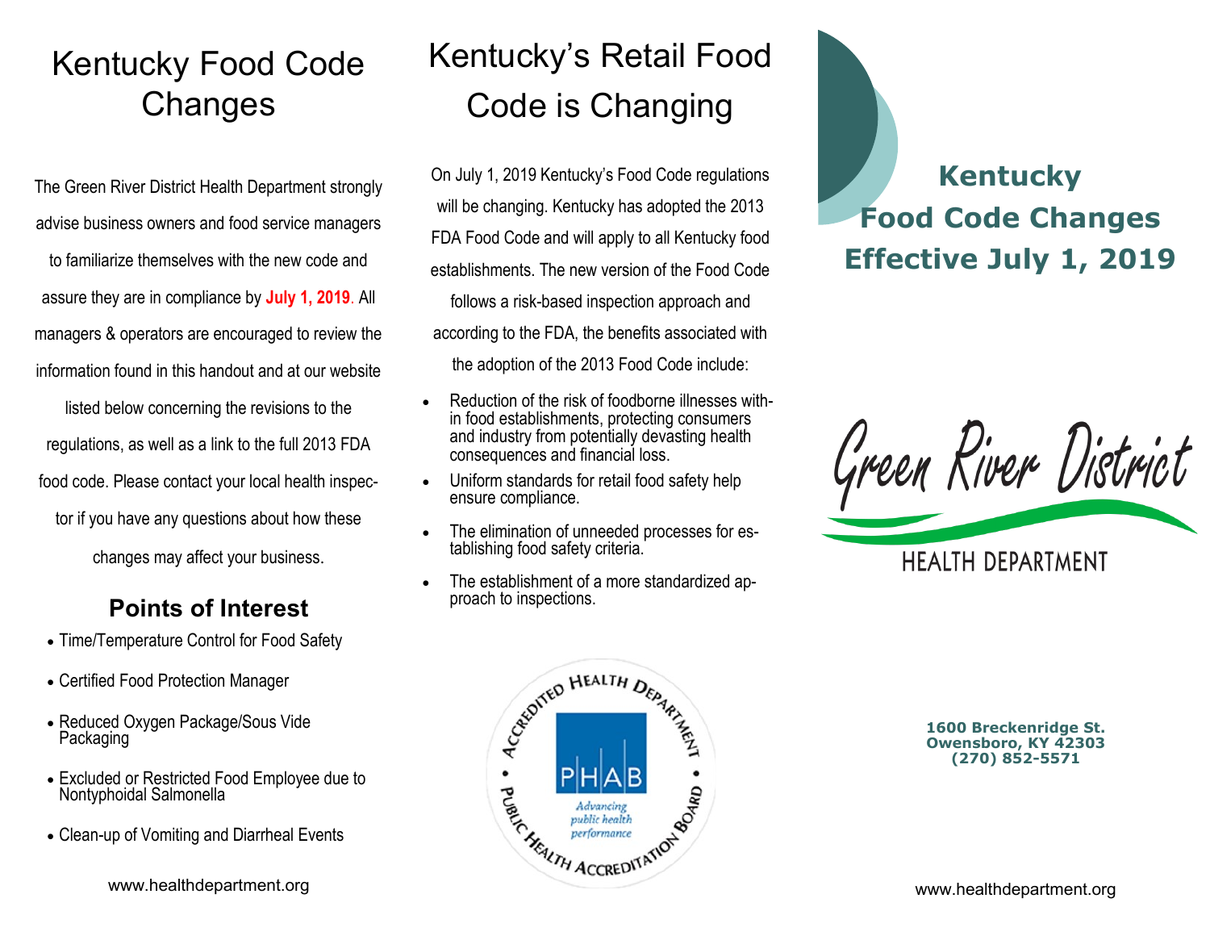# Kentucky Food Code Changes

The Green River District Health Department strongly advise business owners and food service managers to familiarize themselves with the new code and assure they are in compliance by **July 1, 2019**. All managers & operators are encouraged to review the information found in this handout and at our website listed below concerning the revisions to the regulations, as well as a link to the full 2013 FDA food code. Please contact your local health inspector if you have any questions about how these changes may affect your business.

## Points of Interest

- Time/Temperature Control for Food Safety
- Certified Food Protection Manager
- Reduced Oxygen Package/Sous Vide Packaging
- Excluded or Restricted Food Employee due to Nontyphoidal Salmonella
- Clean-up of Vomiting and Diarrheal Events

www.healthdepartment.org

# Kentucky's Retail Food Code is Changing

On July 1, 2019 Kentucky's Food Code regulations will be changing. Kentucky has adopted the 2013 FDA Food Code and will apply to all Kentucky food establishments. The new version of the Food Code follows a risk-based inspection approach and according to the FDA, the benefits associated with the adoption of the 2013 Food Code include:

- Reduction of the risk of foodborne illnesses within food establishments, protecting consumers and industry from potentially devasting health consequences and financial loss.
- Uniform standards for retail food safety help ensure compliance.
- The elimination of unneeded processes for establishing food safety criteria.
- The establishment of a more standardized approach to inspections.

Accredited Health Department • Public Health Accreditation Board
PHAB
*Advancing public health performance*

# Kentucky Food Code Changes Effective July 1, 2019

Green River District
HEALTH DEPARTMENT

**1600 Breckenridge St.**
**Owensboro, KY 42303**
**(270) 852-5571**

www.healthdepartment.org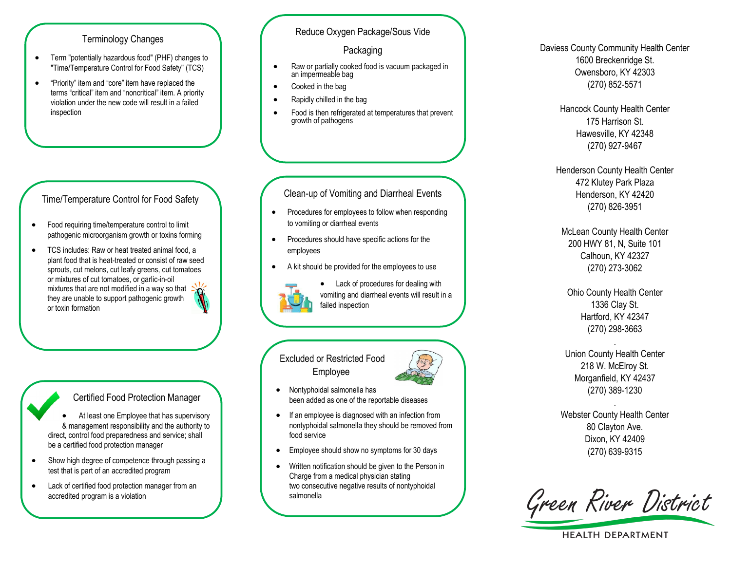## Terminology Changes

- Term "potentially hazardous food" (PHF) changes to "Time/Temperature Control for Food Safety" (TCS)
- "Priority" item and "core" item have replaced the terms "critical" item and "noncritical" item. A priority violation under the new code will result in a failed inspection

## Time/Temperature Control for Food Safety

- Food requiring time/temperature control to limit pathogenic microorganism growth or toxins forming
- TCS includes: Raw or heat treated animal food, a plant food that is heat-treated or consist of raw seed sprouts, cut melons, cut leafy greens, cut tomatoes or mixtures of cut tomatoes, or garlic-in-oil mixtures that are not modified in a way so that they are unable to support pathogenic growth or toxin formation

## Certified Food Protection Manager

- At least one Employee that has supervisory & management responsibility and the authority to direct, control food preparedness and service; shall be a certified food protection manager
- Show high degree of competence through passing a test that is part of an accredited program
- Lack of certified food protection manager from an accredited program is a violation

## Reduce Oxygen Package/Sous Vide Packaging

- Raw or partially cooked food is vacuum packaged in an impermeable bag
- Cooked in the bag
- Rapidly chilled in the bag
- Food is then refrigerated at temperatures that prevent growth of pathogens

## Clean-up of Vomiting and Diarrheal Events

- Procedures for employees to follow when responding to vomiting or diarrheal events
- Procedures should have specific actions for the employees
- A kit should be provided for the employees to use
- Lack of procedures for dealing with vomiting and diarrheal events will result in a failed inspection

## Excluded or Restricted Food Employee

- Nontyphoidal salmonella has been added as one of the reportable diseases
- If an employee is diagnosed with an infection from nontyphoidal salmonella they should be removed from food service
- Employee should show no symptoms for 30 days
- Written notification should be given to the Person in Charge from a medical physician stating two consecutive negative results of nontyphoidal salmonella

Daviess County Community Health Center
1600 Breckenridge St.
Owensboro, KY 42303
(270) 852-5571

Hancock County Health Center
175 Harrison St.
Hawesville, KY 42348
(270) 927-9467

Henderson County Health Center
472 Klutey Park Plaza
Henderson, KY 42420
(270) 826-3951

McLean County Health Center
200 HWY 81, N, Suite 101
Calhoun, KY 42327
(270) 273-3062

Ohio County Health Center
1336 Clay St.
Hartford, KY 42347
(270) 298-3663

Union County Health Center
218 W. McElroy St.
Morganfield, KY 42437
(270) 389-1230

Webster County Health Center
80 Clayton Ave.
Dixon, KY 42409
(270) 639-9315

Green River District
HEALTH DEPARTMENT